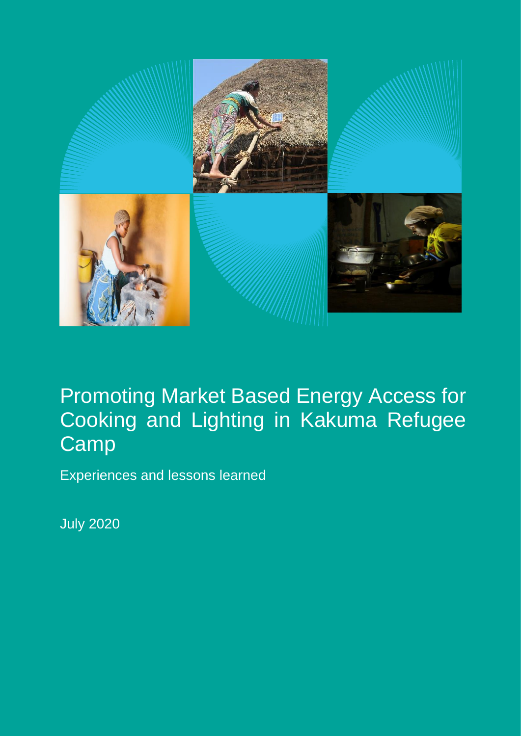# Promoting Market Based Energy Access for Cooking and Lighting in Kakuma Refugee Camp

Experiences and lessons learned

July 2020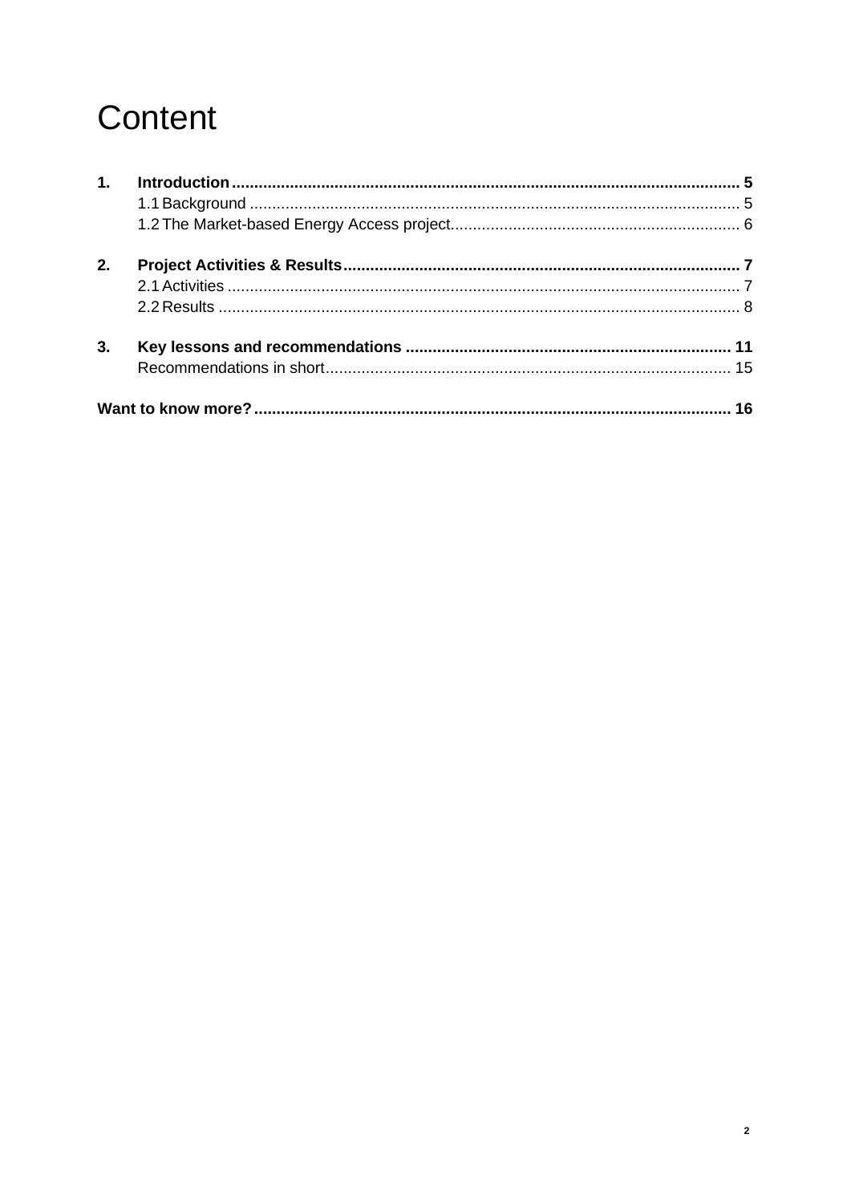# Content

1. **Introduction** ........................................ 5
   1.1 Background ........................................ 5
   1.2 The Market-based Energy Access project ........................................ 6

2. **Project Activities & Results** ........................................ 7
   2.1 Activities ........................................ 7
   2.2 Results ........................................ 8

3. **Key lessons and recommendations** ........................................ 11
   Recommendations in short ........................................ 15

**Want to know more?** ........................................ 16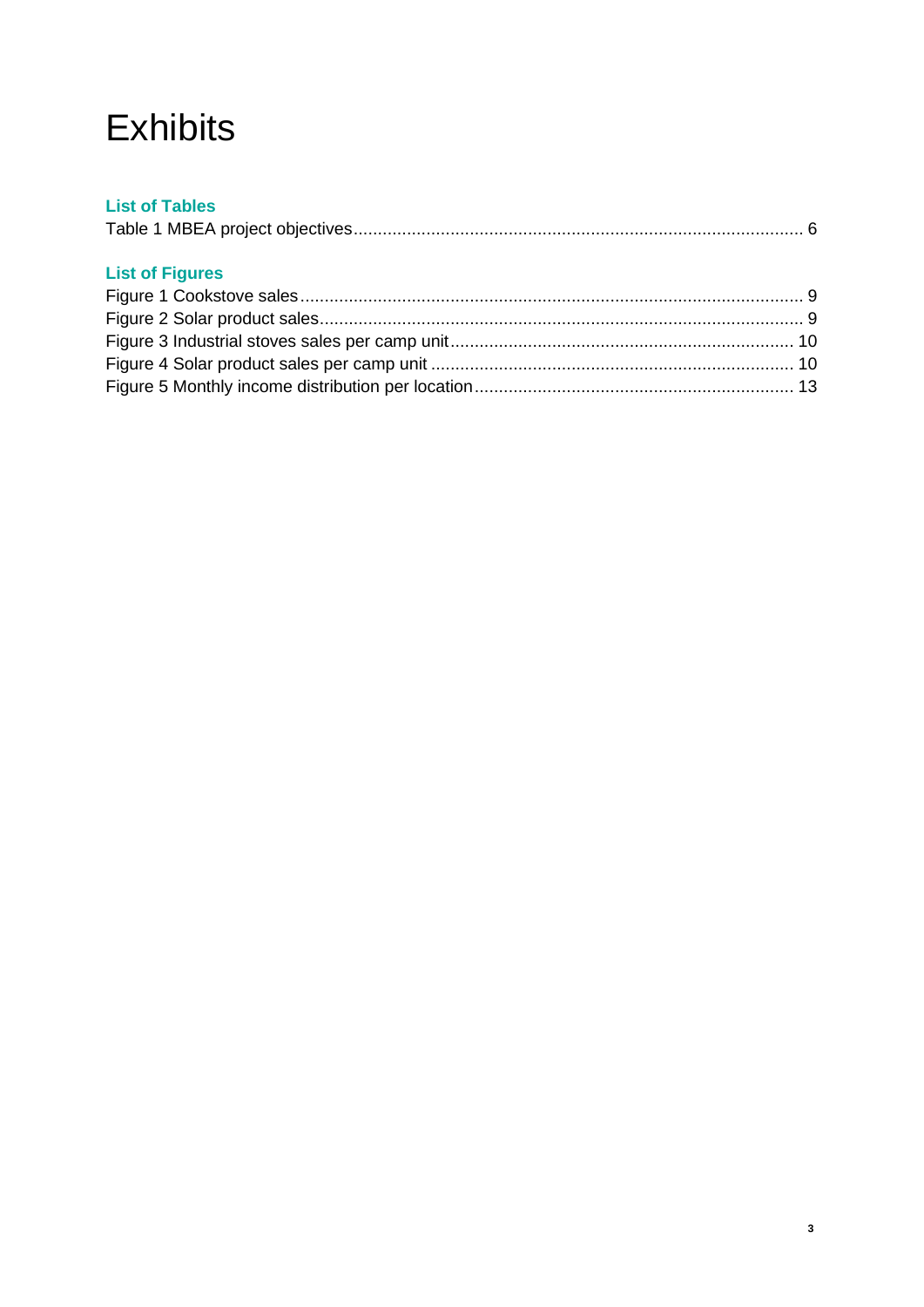# Exhibits

## List of Tables

Table 1 MBEA project objectives ........................................................................................... 6

## List of Figures

Figure 1 Cookstove sales ....................................................................................................... 9
Figure 2 Solar product sales ................................................................................................... 9
Figure 3 Industrial stoves sales per camp unit ...................................................................... 10
Figure 4 Solar product sales per camp unit .......................................................................... 10
Figure 5 Monthly income distribution per location ................................................................. 13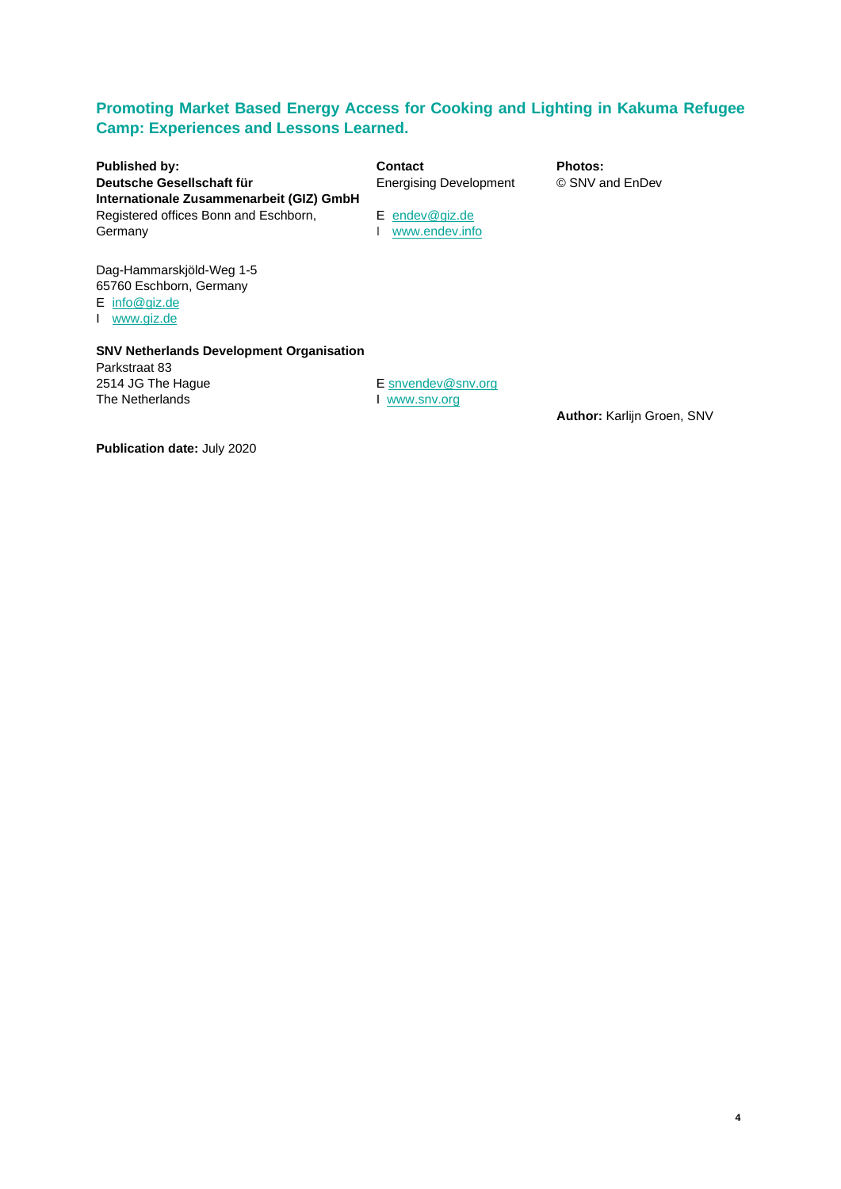**Promoting Market Based Energy Access for Cooking and Lighting in Kakuma Refugee Camp: Experiences and Lessons Learned.**

**Published by:**
**Deutsche Gesellschaft für Internationale Zusammenarbeit (GIZ) GmbH**
Registered offices Bonn and Eschborn, Germany

Dag-Hammarskjöld-Weg 1-5
65760 Eschborn, Germany
E info@giz.de
I www.giz.de

**Contact**
Energising Development

E endev@giz.de
I www.endev.info

**Photos:**
© SNV and EnDev

**SNV Netherlands Development Organisation**
Parkstraat 83
2514 JG The Hague
The Netherlands

E snvendev@snv.org
I www.snv.org

**Author:** Karlijn Groen, SNV

**Publication date:** July 2020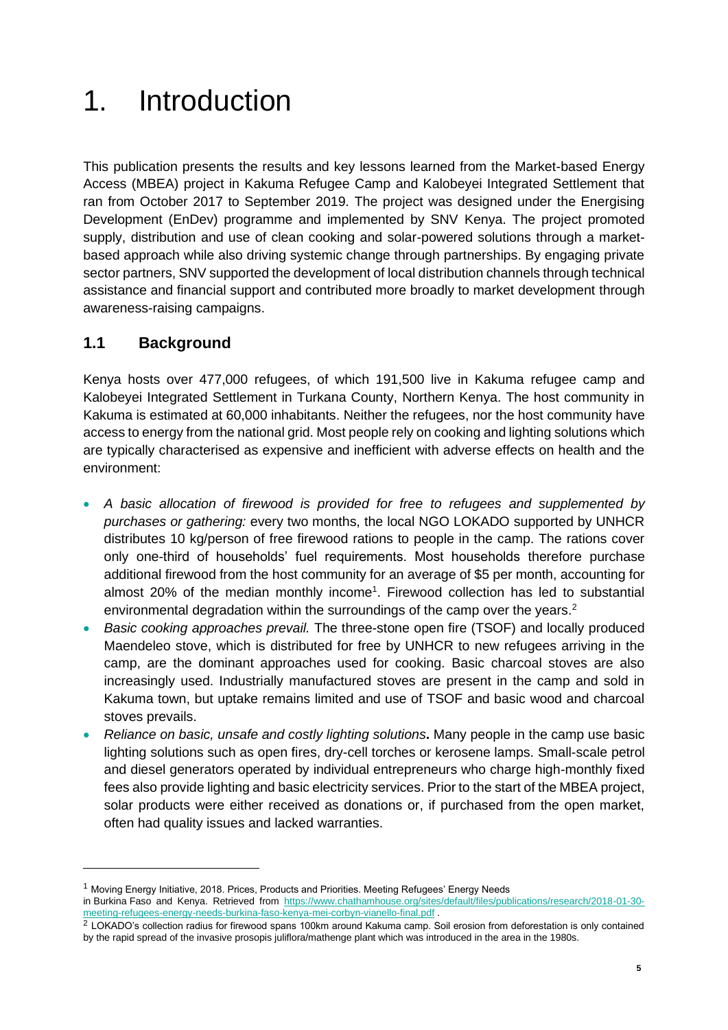# 1. Introduction

This publication presents the results and key lessons learned from the Market-based Energy Access (MBEA) project in Kakuma Refugee Camp and Kalobeyei Integrated Settlement that ran from October 2017 to September 2019. The project was designed under the Energising Development (EnDev) programme and implemented by SNV Kenya. The project promoted supply, distribution and use of clean cooking and solar-powered solutions through a market-based approach while also driving systemic change through partnerships. By engaging private sector partners, SNV supported the development of local distribution channels through technical assistance and financial support and contributed more broadly to market development through awareness-raising campaigns.

## 1.1 Background

Kenya hosts over 477,000 refugees, of which 191,500 live in Kakuma refugee camp and Kalobeyei Integrated Settlement in Turkana County, Northern Kenya. The host community in Kakuma is estimated at 60,000 inhabitants. Neither the refugees, nor the host community have access to energy from the national grid. Most people rely on cooking and lighting solutions which are typically characterised as expensive and inefficient with adverse effects on health and the environment:

- *A basic allocation of firewood is provided for free to refugees and supplemented by purchases or gathering:* every two months, the local NGO LOKADO supported by UNHCR distributes 10 kg/person of free firewood rations to people in the camp. The rations cover only one-third of households' fuel requirements. Most households therefore purchase additional firewood from the host community for an average of $5 per month, accounting for almost 20% of the median monthly income[1]. Firewood collection has led to substantial environmental degradation within the surroundings of the camp over the years.[2]
- *Basic cooking approaches prevail.* The three-stone open fire (TSOF) and locally produced Maendeleo stove, which is distributed for free by UNHCR to new refugees arriving in the camp, are the dominant approaches used for cooking. Basic charcoal stoves are also increasingly used. Industrially manufactured stoves are present in the camp and sold in Kakuma town, but uptake remains limited and use of TSOF and basic wood and charcoal stoves prevails.
- *Reliance on basic, unsafe and costly lighting solutions*. Many people in the camp use basic lighting solutions such as open fires, dry-cell torches or kerosene lamps. Small-scale petrol and diesel generators operated by individual entrepreneurs who charge high-monthly fixed fees also provide lighting and basic electricity services. Prior to the start of the MBEA project, solar products were either received as donations or, if purchased from the open market, often had quality issues and lacked warranties.

---

[1] Moving Energy Initiative, 2018. Prices, Products and Priorities. Meeting Refugees' Energy Needs in Burkina Faso and Kenya. Retrieved from https://www.chathamhouse.org/sites/default/files/publications/research/2018-01-30-meeting-refugees-energy-needs-burkina-faso-kenya-mei-corbyn-vianello-final.pdf .

[2] LOKADO's collection radius for firewood spans 100km around Kakuma camp. Soil erosion from deforestation is only contained by the rapid spread of the invasive prosopis juliflora/mathenge plant which was introduced in the area in the 1980s.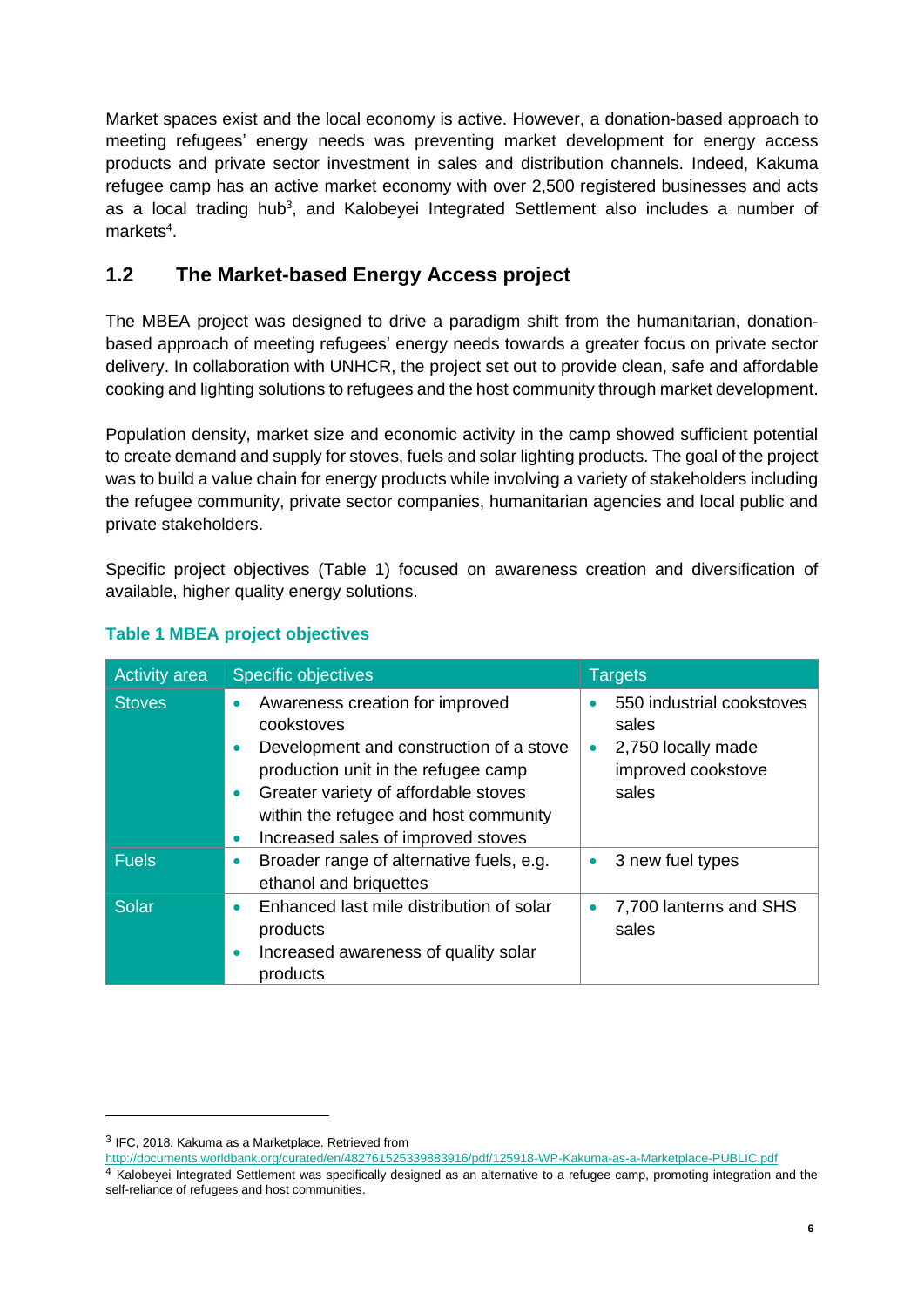Market spaces exist and the local economy is active. However, a donation-based approach to meeting refugees' energy needs was preventing market development for energy access products and private sector investment in sales and distribution channels. Indeed, Kakuma refugee camp has an active market economy with over 2,500 registered businesses and acts as a local trading hub[3], and Kalobeyei Integrated Settlement also includes a number of markets[4].

## 1.2 The Market-based Energy Access project

The MBEA project was designed to drive a paradigm shift from the humanitarian, donation-based approach of meeting refugees' energy needs towards a greater focus on private sector delivery. In collaboration with UNHCR, the project set out to provide clean, safe and affordable cooking and lighting solutions to refugees and the host community through market development.

Population density, market size and economic activity in the camp showed sufficient potential to create demand and supply for stoves, fuels and solar lighting products. The goal of the project was to build a value chain for energy products while involving a variety of stakeholders including the refugee community, private sector companies, humanitarian agencies and local public and private stakeholders.

Specific project objectives (Table 1) focused on awareness creation and diversification of available, higher quality energy solutions.

**Table 1 MBEA project objectives**

| Activity area | Specific objectives | Targets |
| --- | --- | --- |
| Stoves | • Awareness creation for improved cookstoves<br>• Development and construction of a stove production unit in the refugee camp<br>• Greater variety of affordable stoves within the refugee and host community<br>• Increased sales of improved stoves | • 550 industrial cookstoves sales<br>• 2,750 locally made improved cookstove sales |
| Fuels | • Broader range of alternative fuels, e.g. ethanol and briquettes | • 3 new fuel types |
| Solar | • Enhanced last mile distribution of solar products<br>• Increased awareness of quality solar products | • 7,700 lanterns and SHS sales |

---

[3] IFC, 2018. Kakuma as a Marketplace. Retrieved from http://documents.worldbank.org/curated/en/482761525339883916/pdf/125918-WP-Kakuma-as-a-Marketplace-PUBLIC.pdf

[4] Kalobeyei Integrated Settlement was specifically designed as an alternative to a refugee camp, promoting integration and the self-reliance of refugees and host communities.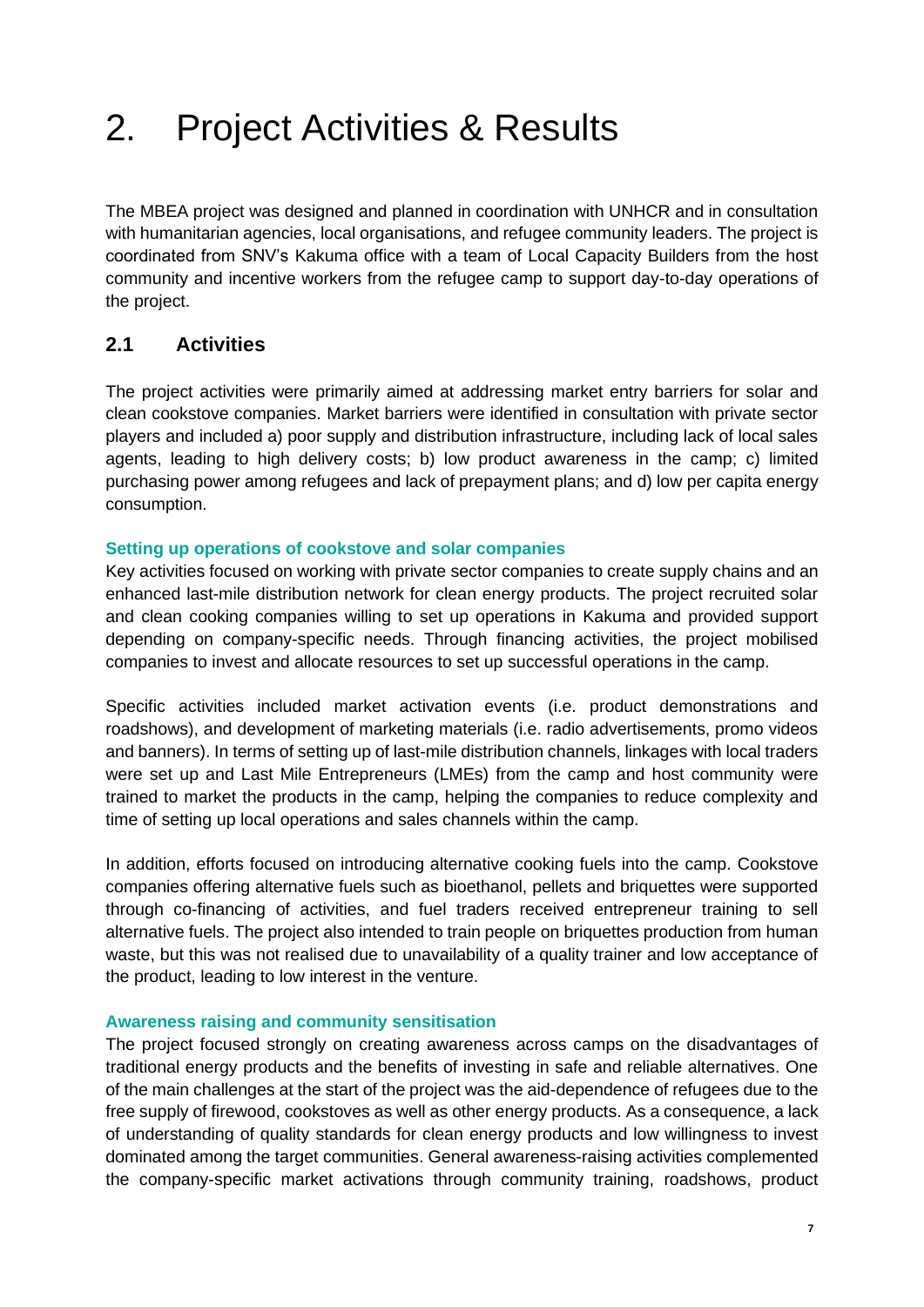# 2. Project Activities & Results

The MBEA project was designed and planned in coordination with UNHCR and in consultation with humanitarian agencies, local organisations, and refugee community leaders. The project is coordinated from SNV's Kakuma office with a team of Local Capacity Builders from the host community and incentive workers from the refugee camp to support day-to-day operations of the project.

## 2.1 Activities

The project activities were primarily aimed at addressing market entry barriers for solar and clean cookstove companies. Market barriers were identified in consultation with private sector players and included a) poor supply and distribution infrastructure, including lack of local sales agents, leading to high delivery costs; b) low product awareness in the camp; c) limited purchasing power among refugees and lack of prepayment plans; and d) low per capita energy consumption.

### Setting up operations of cookstove and solar companies

Key activities focused on working with private sector companies to create supply chains and an enhanced last-mile distribution network for clean energy products. The project recruited solar and clean cooking companies willing to set up operations in Kakuma and provided support depending on company-specific needs. Through financing activities, the project mobilised companies to invest and allocate resources to set up successful operations in the camp.

Specific activities included market activation events (i.e. product demonstrations and roadshows), and development of marketing materials (i.e. radio advertisements, promo videos and banners). In terms of setting up of last-mile distribution channels, linkages with local traders were set up and Last Mile Entrepreneurs (LMEs) from the camp and host community were trained to market the products in the camp, helping the companies to reduce complexity and time of setting up local operations and sales channels within the camp.

In addition, efforts focused on introducing alternative cooking fuels into the camp. Cookstove companies offering alternative fuels such as bioethanol, pellets and briquettes were supported through co-financing of activities, and fuel traders received entrepreneur training to sell alternative fuels. The project also intended to train people on briquettes production from human waste, but this was not realised due to unavailability of a quality trainer and low acceptance of the product, leading to low interest in the venture.

### Awareness raising and community sensitisation

The project focused strongly on creating awareness across camps on the disadvantages of traditional energy products and the benefits of investing in safe and reliable alternatives. One of the main challenges at the start of the project was the aid-dependence of refugees due to the free supply of firewood, cookstoves as well as other energy products. As a consequence, a lack of understanding of quality standards for clean energy products and low willingness to invest dominated among the target communities. General awareness-raising activities complemented the company-specific market activations through community training, roadshows, product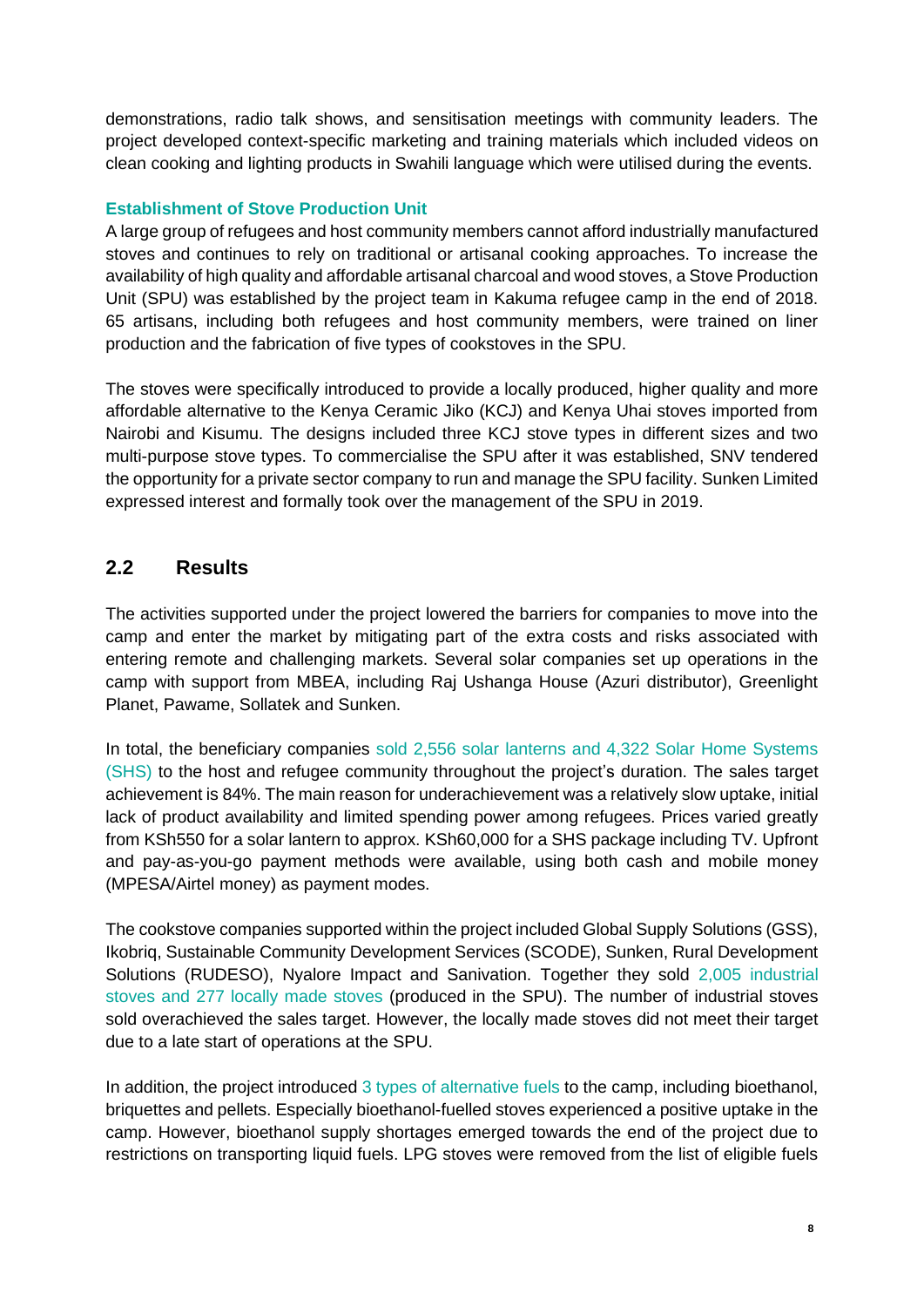demonstrations, radio talk shows, and sensitisation meetings with community leaders. The project developed context-specific marketing and training materials which included videos on clean cooking and lighting products in Swahili language which were utilised during the events.

#### Establishment of Stove Production Unit

A large group of refugees and host community members cannot afford industrially manufactured stoves and continues to rely on traditional or artisanal cooking approaches. To increase the availability of high quality and affordable artisanal charcoal and wood stoves, a Stove Production Unit (SPU) was established by the project team in Kakuma refugee camp in the end of 2018. 65 artisans, including both refugees and host community members, were trained on liner production and the fabrication of five types of cookstoves in the SPU.

The stoves were specifically introduced to provide a locally produced, higher quality and more affordable alternative to the Kenya Ceramic Jiko (KCJ) and Kenya Uhai stoves imported from Nairobi and Kisumu. The designs included three KCJ stove types in different sizes and two multi-purpose stove types. To commercialise the SPU after it was established, SNV tendered the opportunity for a private sector company to run and manage the SPU facility. Sunken Limited expressed interest and formally took over the management of the SPU in 2019.

## 2.2 Results

The activities supported under the project lowered the barriers for companies to move into the camp and enter the market by mitigating part of the extra costs and risks associated with entering remote and challenging markets. Several solar companies set up operations in the camp with support from MBEA, including Raj Ushanga House (Azuri distributor), Greenlight Planet, Pawame, Sollatek and Sunken.

In total, the beneficiary companies sold 2,556 solar lanterns and 4,322 Solar Home Systems (SHS) to the host and refugee community throughout the project's duration. The sales target achievement is 84%. The main reason for underachievement was a relatively slow uptake, initial lack of product availability and limited spending power among refugees. Prices varied greatly from KSh550 for a solar lantern to approx. KSh60,000 for a SHS package including TV. Upfront and pay-as-you-go payment methods were available, using both cash and mobile money (MPESA/Airtel money) as payment modes.

The cookstove companies supported within the project included Global Supply Solutions (GSS), Ikobriq, Sustainable Community Development Services (SCODE), Sunken, Rural Development Solutions (RUDESO), Nyalore Impact and Sanivation. Together they sold 2,005 industrial stoves and 277 locally made stoves (produced in the SPU). The number of industrial stoves sold overachieved the sales target. However, the locally made stoves did not meet their target due to a late start of operations at the SPU.

In addition, the project introduced 3 types of alternative fuels to the camp, including bioethanol, briquettes and pellets. Especially bioethanol-fuelled stoves experienced a positive uptake in the camp. However, bioethanol supply shortages emerged towards the end of the project due to restrictions on transporting liquid fuels. LPG stoves were removed from the list of eligible fuels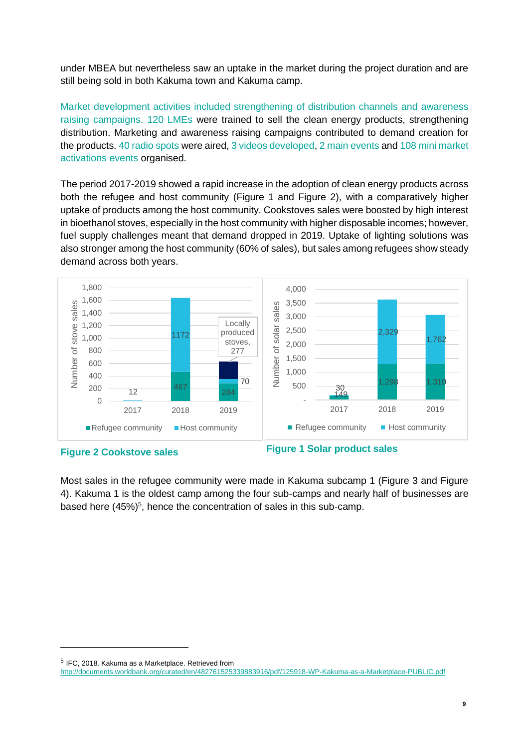under MBEA but nevertheless saw an uptake in the market during the project duration and are still being sold in both Kakuma town and Kakuma camp.

Market development activities included strengthening of distribution channels and awareness raising campaigns. 120 LMEs were trained to sell the clean energy products, strengthening distribution. Marketing and awareness raising campaigns contributed to demand creation for the products. 40 radio spots were aired, 3 videos developed, 2 main events and 108 mini market activations events organised.

The period 2017-2019 showed a rapid increase in the adoption of clean energy products across both the refugee and host community (Figure 1 and Figure 2), with a comparatively higher uptake of products among the host community. Cookstoves sales were boosted by high interest in bioethanol stoves, especially in the host community with higher disposable incomes; however, fuel supply challenges meant that demand dropped in 2019. Uptake of lighting solutions was also stronger among the host community (60% of sales), but sales among refugees show steady demand across both years.

**Figure 2 Cookstove sales**

**Figure 1 Solar product sales**

Most sales in the refugee community were made in Kakuma subcamp 1 (Figure 3 and Figure 4). Kakuma 1 is the oldest camp among the four sub-camps and nearly half of businesses are based here (45%)[5], hence the concentration of sales in this sub-camp.

[5] IFC, 2018. Kakuma as a Marketplace. Retrieved from http://documents.worldbank.org/curated/en/482761525339883916/pdf/125918-WP-Kakuma-as-a-Marketplace-PUBLIC.pdf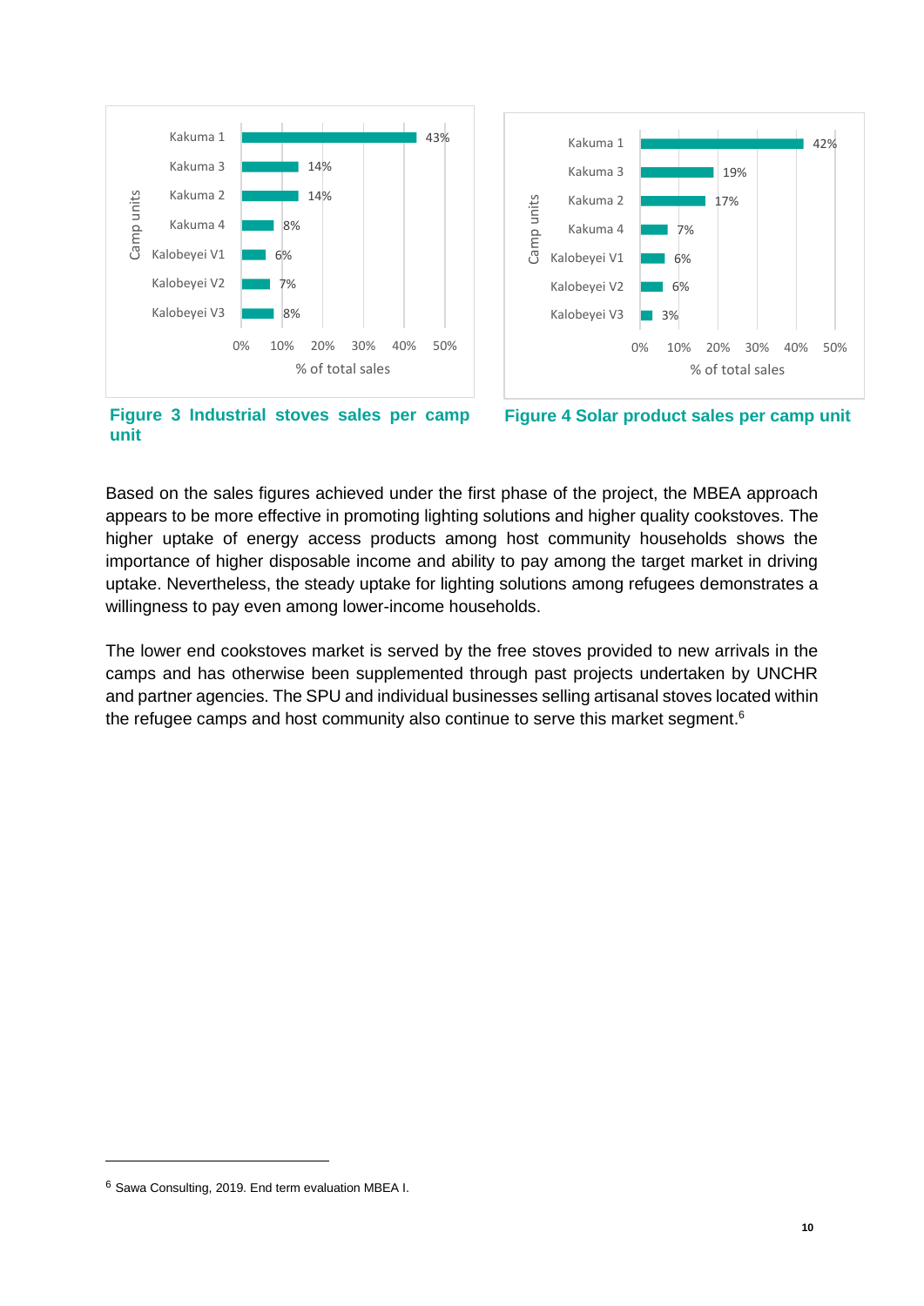| Camp units | % of total sales |
|---|---|
| Kakuma 1 | 43% |
| Kakuma 3 | 14% |
| Kakuma 2 | 14% |
| Kakuma 4 | 8% |
| Kalobeyei V1 | 6% |
| Kalobeyei V2 | 7% |
| Kalobeyei V3 | 8% |

**Figure 3 Industrial stoves sales per camp unit**

| Camp units | % of total sales |
|---|---|
| Kakuma 1 | 42% |
| Kakuma 3 | 19% |
| Kakuma 2 | 17% |
| Kakuma 4 | 7% |
| Kalobeyei V1 | 6% |
| Kalobeyei V2 | 6% |
| Kalobeyei V3 | 3% |

**Figure 4 Solar product sales per camp unit**

Based on the sales figures achieved under the first phase of the project, the MBEA approach appears to be more effective in promoting lighting solutions and higher quality cookstoves. The higher uptake of energy access products among host community households shows the importance of higher disposable income and ability to pay among the target market in driving uptake. Nevertheless, the steady uptake for lighting solutions among refugees demonstrates a willingness to pay even among lower-income households.

The lower end cookstoves market is served by the free stoves provided to new arrivals in the camps and has otherwise been supplemented through past projects undertaken by UNCHR and partner agencies. The SPU and individual businesses selling artisanal stoves located within the refugee camps and host community also continue to serve this market segment.[6]

---

[6] Sawa Consulting, 2019. End term evaluation MBEA I.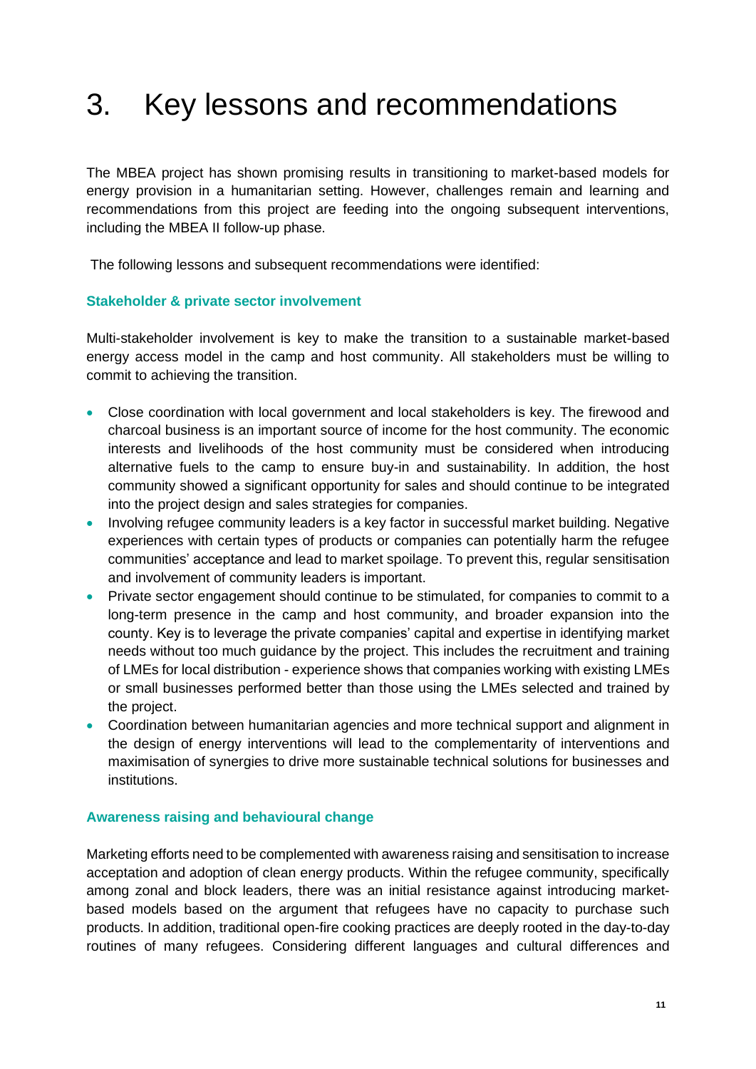# 3. Key lessons and recommendations

The MBEA project has shown promising results in transitioning to market-based models for energy provision in a humanitarian setting. However, challenges remain and learning and recommendations from this project are feeding into the ongoing subsequent interventions, including the MBEA II follow-up phase.

The following lessons and subsequent recommendations were identified:

### Stakeholder & private sector involvement

Multi-stakeholder involvement is key to make the transition to a sustainable market-based energy access model in the camp and host community. All stakeholders must be willing to commit to achieving the transition.

- Close coordination with local government and local stakeholders is key. The firewood and charcoal business is an important source of income for the host community. The economic interests and livelihoods of the host community must be considered when introducing alternative fuels to the camp to ensure buy-in and sustainability. In addition, the host community showed a significant opportunity for sales and should continue to be integrated into the project design and sales strategies for companies.
- Involving refugee community leaders is a key factor in successful market building. Negative experiences with certain types of products or companies can potentially harm the refugee communities' acceptance and lead to market spoilage. To prevent this, regular sensitisation and involvement of community leaders is important.
- Private sector engagement should continue to be stimulated, for companies to commit to a long-term presence in the camp and host community, and broader expansion into the county. Key is to leverage the private companies' capital and expertise in identifying market needs without too much guidance by the project. This includes the recruitment and training of LMEs for local distribution - experience shows that companies working with existing LMEs or small businesses performed better than those using the LMEs selected and trained by the project.
- Coordination between humanitarian agencies and more technical support and alignment in the design of energy interventions will lead to the complementarity of interventions and maximisation of synergies to drive more sustainable technical solutions for businesses and institutions.

### Awareness raising and behavioural change

Marketing efforts need to be complemented with awareness raising and sensitisation to increase acceptation and adoption of clean energy products. Within the refugee community, specifically among zonal and block leaders, there was an initial resistance against introducing market-based models based on the argument that refugees have no capacity to purchase such products. In addition, traditional open-fire cooking practices are deeply rooted in the day-to-day routines of many refugees. Considering different languages and cultural differences and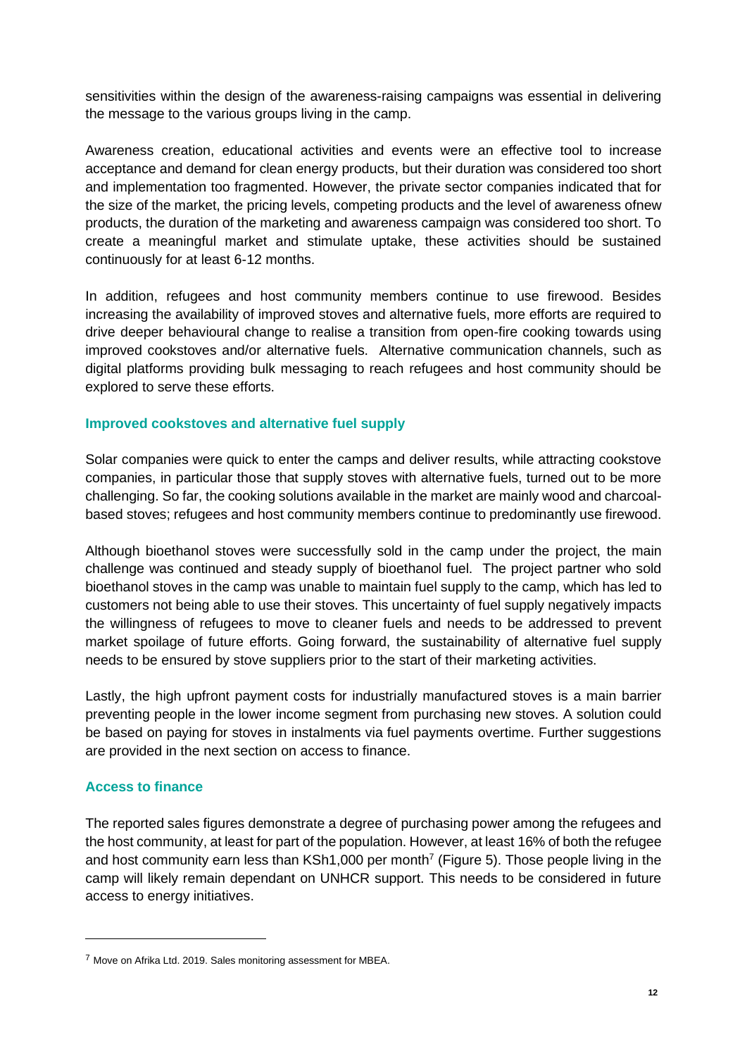sensitivities within the design of the awareness-raising campaigns was essential in delivering the message to the various groups living in the camp.

Awareness creation, educational activities and events were an effective tool to increase acceptance and demand for clean energy products, but their duration was considered too short and implementation too fragmented. However, the private sector companies indicated that for the size of the market, the pricing levels, competing products and the level of awareness ofnew products, the duration of the marketing and awareness campaign was considered too short. To create a meaningful market and stimulate uptake, these activities should be sustained continuously for at least 6-12 months.

In addition, refugees and host community members continue to use firewood. Besides increasing the availability of improved stoves and alternative fuels, more efforts are required to drive deeper behavioural change to realise a transition from open-fire cooking towards using improved cookstoves and/or alternative fuels. Alternative communication channels, such as digital platforms providing bulk messaging to reach refugees and host community should be explored to serve these efforts.

### Improved cookstoves and alternative fuel supply

Solar companies were quick to enter the camps and deliver results, while attracting cookstove companies, in particular those that supply stoves with alternative fuels, turned out to be more challenging. So far, the cooking solutions available in the market are mainly wood and charcoal-based stoves; refugees and host community members continue to predominantly use firewood.

Although bioethanol stoves were successfully sold in the camp under the project, the main challenge was continued and steady supply of bioethanol fuel. The project partner who sold bioethanol stoves in the camp was unable to maintain fuel supply to the camp, which has led to customers not being able to use their stoves. This uncertainty of fuel supply negatively impacts the willingness of refugees to move to cleaner fuels and needs to be addressed to prevent market spoilage of future efforts. Going forward, the sustainability of alternative fuel supply needs to be ensured by stove suppliers prior to the start of their marketing activities.

Lastly, the high upfront payment costs for industrially manufactured stoves is a main barrier preventing people in the lower income segment from purchasing new stoves. A solution could be based on paying for stoves in instalments via fuel payments overtime. Further suggestions are provided in the next section on access to finance.

### Access to finance

The reported sales figures demonstrate a degree of purchasing power among the refugees and the host community, at least for part of the population. However, at least 16% of both the refugee and host community earn less than KSh1,000 per month[7] (Figure 5). Those people living in the camp will likely remain dependant on UNHCR support. This needs to be considered in future access to energy initiatives.

---

[7] Move on Afrika Ltd. 2019. Sales monitoring assessment for MBEA.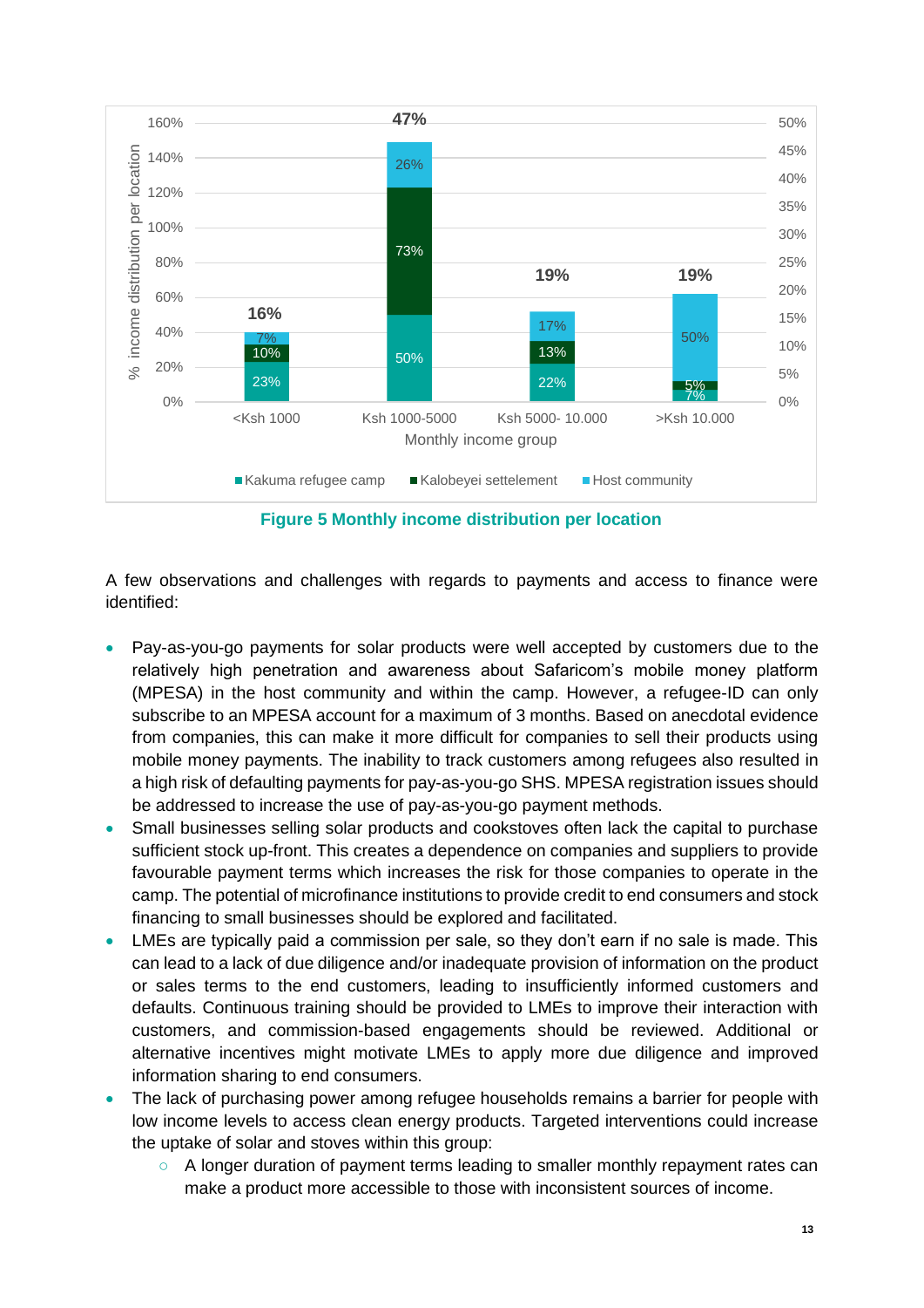Figure 5 Monthly income distribution per location

A few observations and challenges with regards to payments and access to finance were identified:

- Pay-as-you-go payments for solar products were well accepted by customers due to the relatively high penetration and awareness about Safaricom's mobile money platform (MPESA) in the host community and within the camp. However, a refugee-ID can only subscribe to an MPESA account for a maximum of 3 months. Based on anecdotal evidence from companies, this can make it more difficult for companies to sell their products using mobile money payments. The inability to track customers among refugees also resulted in a high risk of defaulting payments for pay-as-you-go SHS. MPESA registration issues should be addressed to increase the use of pay-as-you-go payment methods.
- Small businesses selling solar products and cookstoves often lack the capital to purchase sufficient stock up-front. This creates a dependence on companies and suppliers to provide favourable payment terms which increases the risk for those companies to operate in the camp. The potential of microfinance institutions to provide credit to end consumers and stock financing to small businesses should be explored and facilitated.
- LMEs are typically paid a commission per sale, so they don't earn if no sale is made. This can lead to a lack of due diligence and/or inadequate provision of information on the product or sales terms to the end customers, leading to insufficiently informed customers and defaults. Continuous training should be provided to LMEs to improve their interaction with customers, and commission-based engagements should be reviewed. Additional or alternative incentives might motivate LMEs to apply more due diligence and improved information sharing to end consumers.
- The lack of purchasing power among refugee households remains a barrier for people with low income levels to access clean energy products. Targeted interventions could increase the uptake of solar and stoves within this group:
  - A longer duration of payment terms leading to smaller monthly repayment rates can make a product more accessible to those with inconsistent sources of income.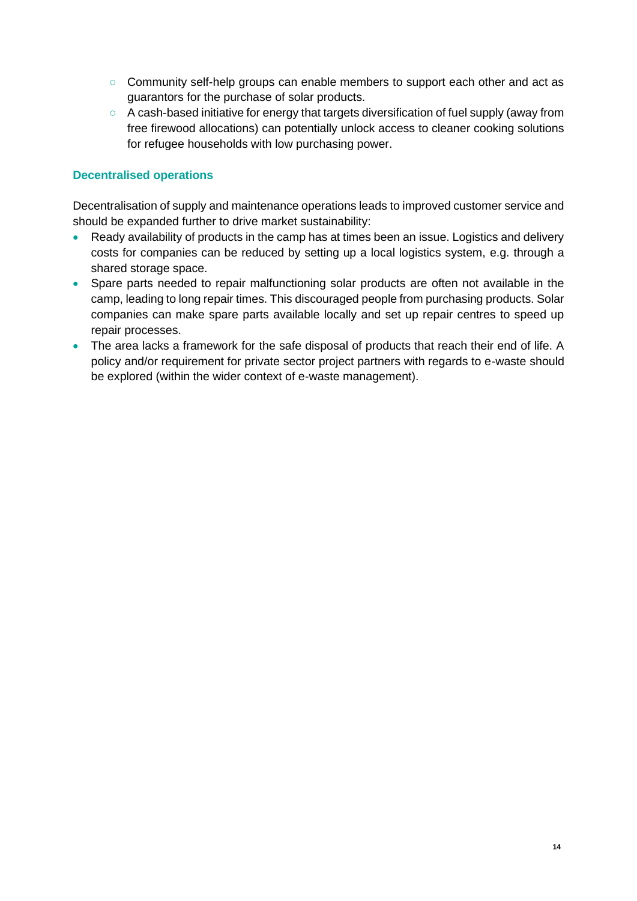- Community self-help groups can enable members to support each other and act as guarantors for the purchase of solar products.
  - A cash-based initiative for energy that targets diversification of fuel supply (away from free firewood allocations) can potentially unlock access to cleaner cooking solutions for refugee households with low purchasing power.

### Decentralised operations

Decentralisation of supply and maintenance operations leads to improved customer service and should be expanded further to drive market sustainability:

- Ready availability of products in the camp has at times been an issue. Logistics and delivery costs for companies can be reduced by setting up a local logistics system, e.g. through a shared storage space.
- Spare parts needed to repair malfunctioning solar products are often not available in the camp, leading to long repair times. This discouraged people from purchasing products. Solar companies can make spare parts available locally and set up repair centres to speed up repair processes.
- The area lacks a framework for the safe disposal of products that reach their end of life. A policy and/or requirement for private sector project partners with regards to e-waste should be explored (within the wider context of e-waste management).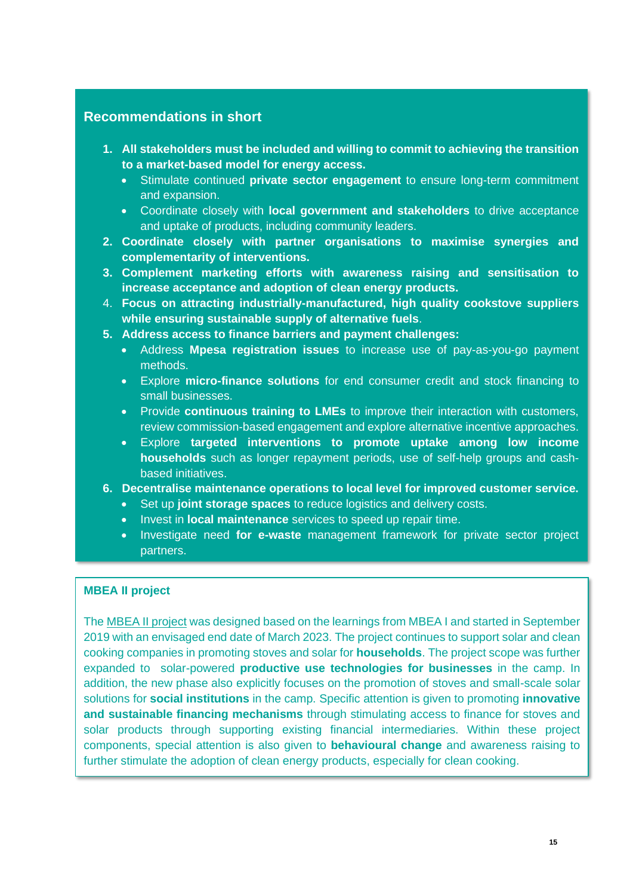## Recommendations in short

1. **All stakeholders must be included and willing to commit to achieving the transition to a market-based model for energy access.**
   - Stimulate continued **private sector engagement** to ensure long-term commitment and expansion.
   - Coordinate closely with **local government and stakeholders** to drive acceptance and uptake of products, including community leaders.
2. **Coordinate closely with partner organisations to maximise synergies and complementarity of interventions.**
3. **Complement marketing efforts with awareness raising and sensitisation to increase acceptance and adoption of clean energy products.**
4. **Focus on attracting industrially-manufactured, high quality cookstove suppliers while ensuring sustainable supply of alternative fuels**.
5. **Address access to finance barriers and payment challenges:**
   - Address **Mpesa registration issues** to increase use of pay-as-you-go payment methods.
   - Explore **micro-finance solutions** for end consumer credit and stock financing to small businesses.
   - Provide **continuous training to LMEs** to improve their interaction with customers, review commission-based engagement and explore alternative incentive approaches.
   - Explore **targeted interventions to promote uptake among low income households** such as longer repayment periods, use of self-help groups and cash-based initiatives.
6. **Decentralise maintenance operations to local level for improved customer service.**
   - Set up **joint storage spaces** to reduce logistics and delivery costs.
   - Invest in **local maintenance** services to speed up repair time.
   - Investigate need **for e-waste** management framework for private sector project partners.

### MBEA II project

The MBEA II project was designed based on the learnings from MBEA I and started in September 2019 with an envisaged end date of March 2023. The project continues to support solar and clean cooking companies in promoting stoves and solar for **households**. The project scope was further expanded to solar-powered **productive use technologies for businesses** in the camp. In addition, the new phase also explicitly focuses on the promotion of stoves and small-scale solar solutions for **social institutions** in the camp. Specific attention is given to promoting **innovative and sustainable financing mechanisms** through stimulating access to finance for stoves and solar products through supporting existing financial intermediaries. Within these project components, special attention is also given to **behavioural change** and awareness raising to further stimulate the adoption of clean energy products, especially for clean cooking.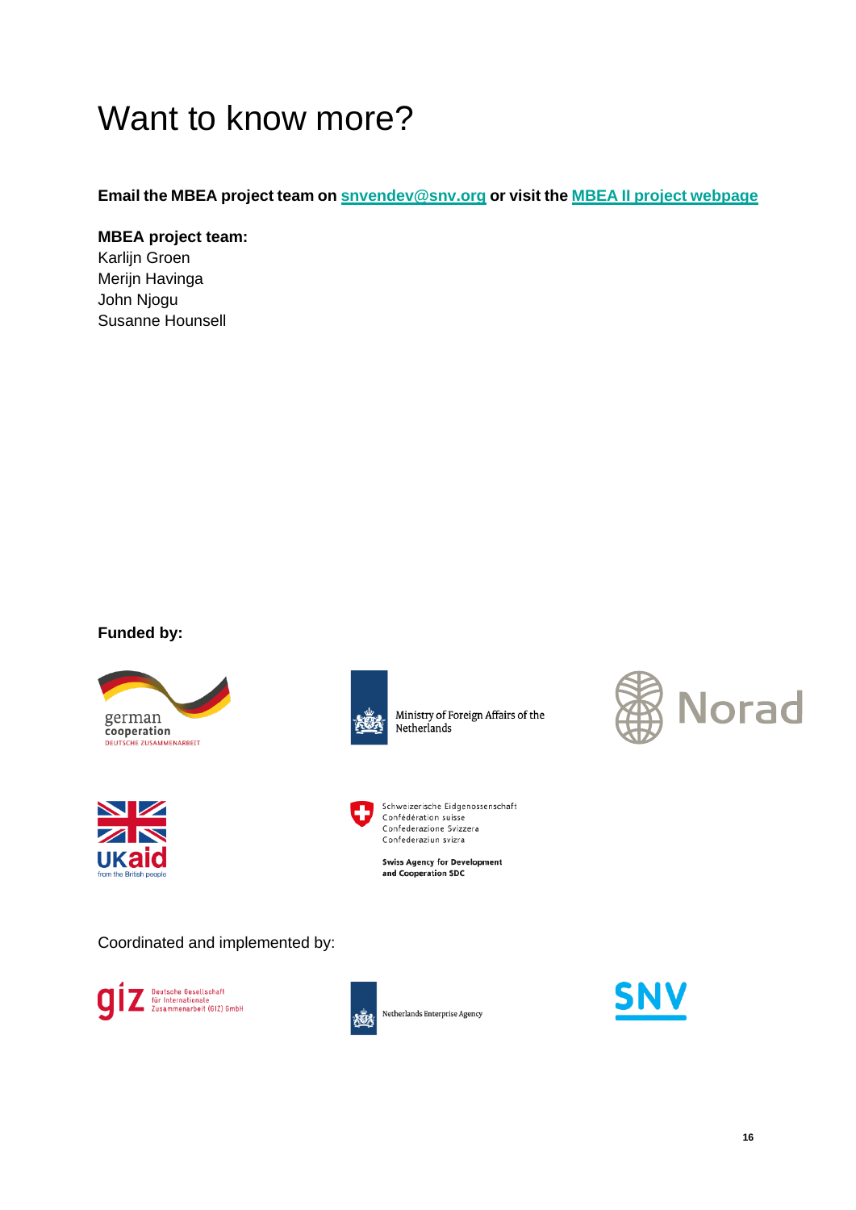# Want to know more?

**Email the MBEA project team on snvendev@snv.org or visit the MBEA II project webpage**

**MBEA project team:**
Karlijn Groen
Merijn Havinga
John Njogu
Susanne Hounsell

**Funded by:**

german cooperation
DEUTSCHE ZUSAMMENARBEIT

Ministry of Foreign Affairs of the Netherlands

Norad

UKaid
from the British people

Schweizerische Eidgenossenschaft
Confédération suisse
Confederazione Svizzera
Confederaziun svizra

Swiss Agency for Development and Cooperation SDC

Coordinated and implemented by:

giz Deutsche Gesellschaft für Internationale Zusammenarbeit (GIZ) GmbH

Netherlands Enterprise Agency

SNV